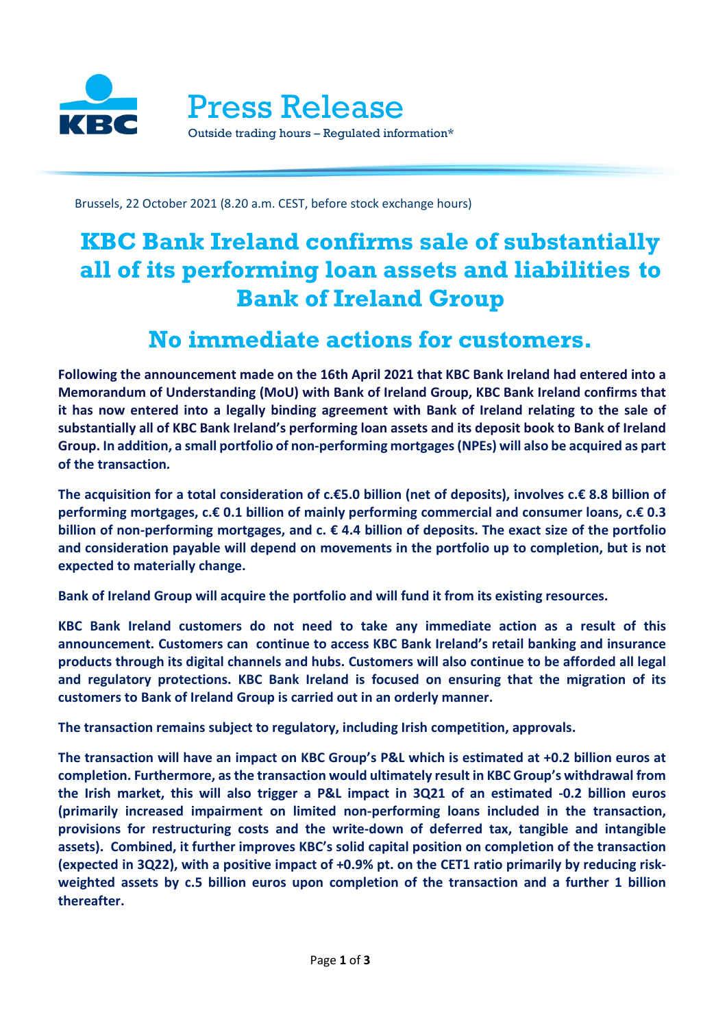# Press Release

Outside trading hours – Regulated information*

Brussels, 22 October 2021 (8.20 a.m. CEST, before stock exchange hours)

# KBC Bank Ireland confirms sale of substantially all of its performing loan assets and liabilities to Bank of Ireland Group

## No immediate actions for customers.

**Following the announcement made on the 16th April 2021 that KBC Bank Ireland had entered into a Memorandum of Understanding (MoU) with Bank of Ireland Group, KBC Bank Ireland confirms that it has now entered into a legally binding agreement with Bank of Ireland relating to the sale of substantially all of KBC Bank Ireland's performing loan assets and its deposit book to Bank of Ireland Group. In addition, a small portfolio of non-performing mortgages (NPEs) will also be acquired as part of the transaction.**

**The acquisition for a total consideration of c.€5.0 billion (net of deposits), involves c.€ 8.8 billion of performing mortgages, c.€ 0.1 billion of mainly performing commercial and consumer loans, c.€ 0.3 billion of non-performing mortgages, and c. € 4.4 billion of deposits. The exact size of the portfolio and consideration payable will depend on movements in the portfolio up to completion, but is not expected to materially change.**

**Bank of Ireland Group will acquire the portfolio and will fund it from its existing resources.**

**KBC Bank Ireland customers do not need to take any immediate action as a result of this announcement. Customers can continue to access KBC Bank Ireland's retail banking and insurance products through its digital channels and hubs. Customers will also continue to be afforded all legal and regulatory protections. KBC Bank Ireland is focused on ensuring that the migration of its customers to Bank of Ireland Group is carried out in an orderly manner.**

**The transaction remains subject to regulatory, including Irish competition, approvals.**

**The transaction will have an impact on KBC Group's P&L which is estimated at +0.2 billion euros at completion. Furthermore, as the transaction would ultimately result in KBC Group's withdrawal from the Irish market, this will also trigger a P&L impact in 3Q21 of an estimated -0.2 billion euros (primarily increased impairment on limited non-performing loans included in the transaction, provisions for restructuring costs and the write-down of deferred tax, tangible and intangible assets). Combined, it further improves KBC's solid capital position on completion of the transaction (expected in 3Q22), with a positive impact of +0.9% pt. on the CET1 ratio primarily by reducing risk-weighted assets by c.5 billion euros upon completion of the transaction and a further 1 billion thereafter.**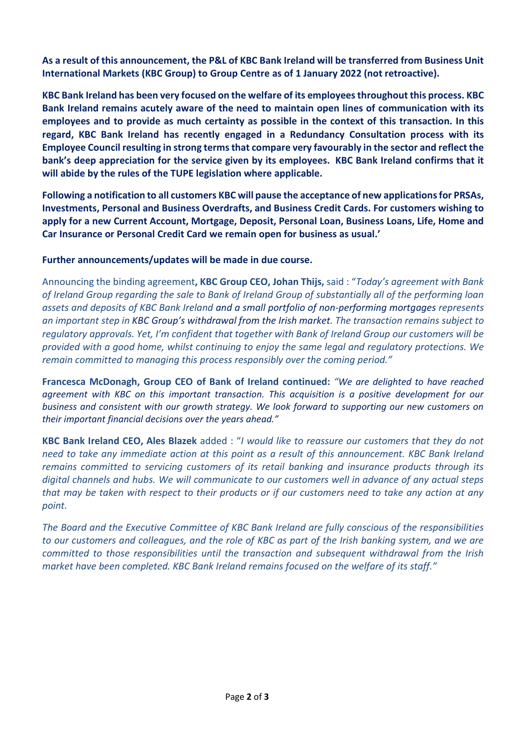**As a result of this announcement, the P&L of KBC Bank Ireland will be transferred from Business Unit International Markets (KBC Group) to Group Centre as of 1 January 2022 (not retroactive).**

**KBC Bank Ireland has been very focused on the welfare of its employees throughout this process. KBC Bank Ireland remains acutely aware of the need to maintain open lines of communication with its employees and to provide as much certainty as possible in the context of this transaction. In this regard, KBC Bank Ireland has recently engaged in a Redundancy Consultation process with its Employee Council resulting in strong terms that compare very favourably in the sector and reflect the bank's deep appreciation for the service given by its employees. KBC Bank Ireland confirms that it will abide by the rules of the TUPE legislation where applicable.**

**Following a notification to all customers KBC will pause the acceptance of new applications for PRSAs, Investments, Personal and Business Overdrafts, and Business Credit Cards. For customers wishing to apply for a new Current Account, Mortgage, Deposit, Personal Loan, Business Loans, Life, Home and Car Insurance or Personal Credit Card we remain open for business as usual.'**

**Further announcements/updates will be made in due course.**

Announcing the binding agreement**, KBC Group CEO, Johan Thijs,** said : "*Today's agreement with Bank of Ireland Group regarding the sale to Bank of Ireland Group of substantially all of the performing loan assets and deposits of KBC Bank Ireland and a small portfolio of non-performing mortgages represents an important step in KBC Group's withdrawal from the Irish market. The transaction remains subject to regulatory approvals. Yet, I'm confident that together with Bank of Ireland Group our customers will be provided with a good home, whilst continuing to enjoy the same legal and regulatory protections. We remain committed to managing this process responsibly over the coming period."*

**Francesca McDonagh, Group CEO of Bank of Ireland continued:** *"We are delighted to have reached agreement with KBC on this important transaction. This acquisition is a positive development for our business and consistent with our growth strategy. We look forward to supporting our new customers on their important financial decisions over the years ahead."*

**KBC Bank Ireland CEO, Ales Blazek** added : "*I would like to reassure our customers that they do not need to take any immediate action at this point as a result of this announcement. KBC Bank Ireland remains committed to servicing customers of its retail banking and insurance products through its digital channels and hubs. We will communicate to our customers well in advance of any actual steps that may be taken with respect to their products or if our customers need to take any action at any point.*

*The Board and the Executive Committee of KBC Bank Ireland are fully conscious of the responsibilities to our customers and colleagues, and the role of KBC as part of the Irish banking system, and we are committed to those responsibilities until the transaction and subsequent withdrawal from the Irish market have been completed. KBC Bank Ireland remains focused on the welfare of its staff."*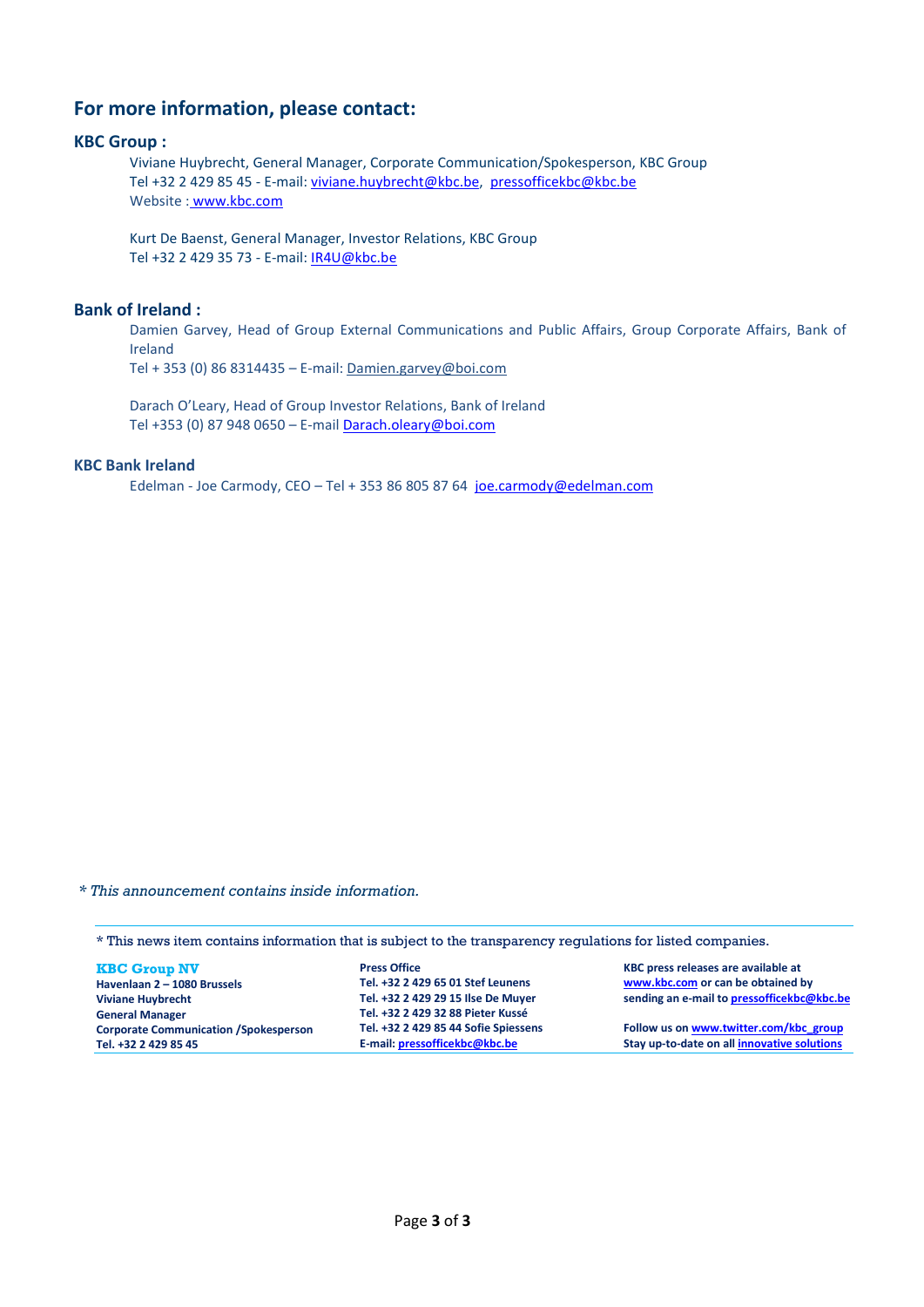## For more information, please contact:

### KBC Group :

Viviane Huybrecht, General Manager, Corporate Communication/Spokesperson, KBC Group
Tel +32 2 429 85 45 - E-mail: viviane.huybrecht@kbc.be, pressofficekbc@kbc.be
Website : www.kbc.com

Kurt De Baenst, General Manager, Investor Relations, KBC Group
Tel +32 2 429 35 73 - E-mail: IR4U@kbc.be

### Bank of Ireland :

Damien Garvey, Head of Group External Communications and Public Affairs, Group Corporate Affairs, Bank of Ireland
Tel + 353 (0) 86 8314435 – E-mail: Damien.garvey@boi.com

Darach O'Leary, Head of Group Investor Relations, Bank of Ireland
Tel +353 (0) 87 948 0650 – E-mail Darach.oleary@boi.com

### KBC Bank Ireland

Edelman - Joe Carmody, CEO – Tel + 353 86 805 87 64 joe.carmody@edelman.com

*\* This announcement contains inside information.*

\* This news item contains information that is subject to the transparency regulations for listed companies.

**KBC Group NV**
**Havenlaan 2 – 1080 Brussels**
**Viviane Huybrecht**
**General Manager**
**Corporate Communication /Spokesperson**
**Tel. +32 2 429 85 45**

**Press Office**
**Tel. +32 2 429 65 01 Stef Leunens**
**Tel. +32 2 429 29 15 Ilse De Muyer**
**Tel. +32 2 429 32 88 Pieter Kussé**
**Tel. +32 2 429 85 44 Sofie Spiessens**
**E-mail: pressofficekbc@kbc.be**

**KBC press releases are available at www.kbc.com or can be obtained by sending an e-mail to pressofficekbc@kbc.be**

**Follow us on www.twitter.com/kbc_group**
**Stay up-to-date on all innovative solutions**